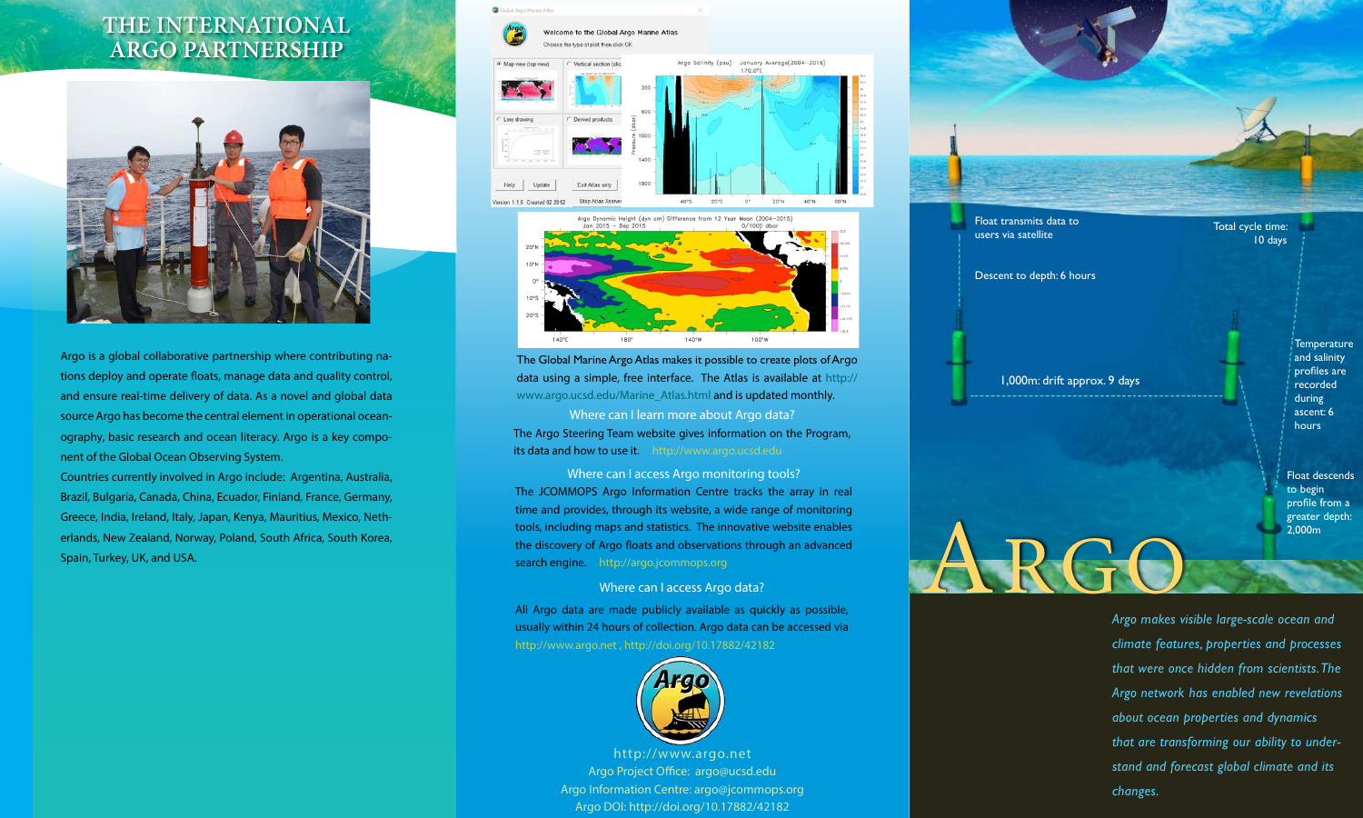# THE INTERNATIONAL ARGO PARTNERSHIP

Argo is a global collaborative partnership where contributing nations deploy and operate floats, manage data and quality control, and ensure real-time delivery of data. As a novel and global data source Argo has become the central element in operational oceanography, basic research and ocean literacy. Argo is a key component of the Global Ocean Observing System.

Countries currently involved in Argo include: Argentina, Australia, Brazil, Bulgaria, Canada, China, Ecuador, Finland, France, Germany, Greece, India, Ireland, Italy, Japan, Kenya, Mauritius, Mexico, Netherlands, New Zealand, Norway, Poland, South Africa, South Korea, Spain, Turkey, UK, and USA.

The Global Marine Argo Atlas makes it possible to create plots of Argo data using a simple, free interface. The Atlas is available at http://www.argo.ucsd.edu/Marine_Atlas.html and is updated monthly.

## Where can I learn more about Argo data?

The Argo Steering Team website gives information on the Program, its data and how to use it. http://www.argo.ucsd.edu

## Where can I access Argo monitoring tools?

The JCOMMOPS Argo Information Centre tracks the array in real time and provides, through its website, a wide range of monitoring tools, including maps and statistics. The innovative website enables the discovery of Argo floats and observations through an advanced search engine. http://argo.jcommops.org

## Where can I access Argo data?

All Argo data are made publicly available as quickly as possible, usually within 24 hours of collection. Argo data can be accessed via http://www.argo.net , http://doi.org/10.17882/42182

http://www.argo.net
Argo Project Office: argo@ucsd.edu
Argo Information Centre: argo@jcommops.org
Argo DOI: http://doi.org/10.17882/42182

# ARGO

Float transmits data to users via satellite

Total cycle time: 10 days

Descent to depth: 6 hours

1,000m: drift approx. 9 days

Temperature and salinity profiles are recorded during ascent: 6 hours

Float descends to begin profile from a greater depth: 2,000m

*Argo makes visible large-scale ocean and climate features, properties and processes that were once hidden from scientists. The Argo network has enabled new revelations about ocean properties and dynamics that are transforming our ability to understand and forecast global climate and its changes.*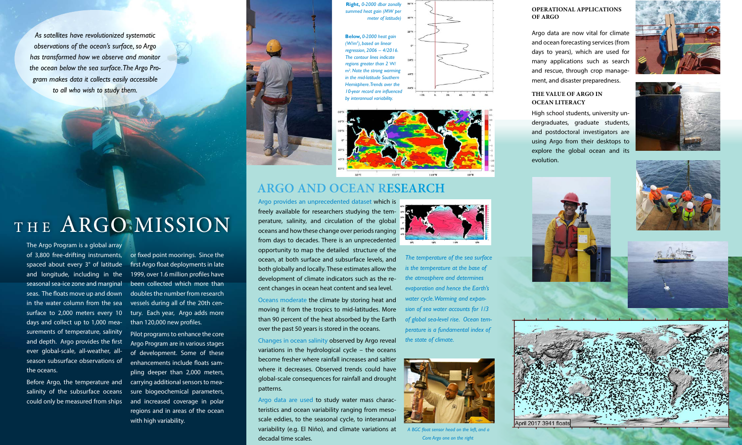*As satellites have revolutionized systematic observations of the ocean's surface, so Argo has transformed how we observe and monitor the ocean below the sea surface. The Argo Program makes data it collects easily accessible to all who wish to study them.*

# THE ARGO MISSION

The Argo Program is a global array of 3,800 free-drifting instruments, spaced about every 3° of latitude and longitude, including in the seasonal sea-ice zone and marginal seas. The floats move up and down in the water column from the sea surface to 2,000 meters every 10 days and collect up to 1,000 measurements of temperature, salinity and depth. Argo provides the first ever global-scale, all-weather, all-season subsurface observations of the oceans.

Before Argo, the temperature and salinity of the subsurface oceans could only be measured from ships or fixed point moorings. Since the first Argo float deployments in late 1999, over 1.6 million profiles have been collected which more than doubles the number from research vessels during all of the 20th century. Each year, Argo adds more than 120,000 new profiles.

Pilot programs to enhance the core Argo Program are in various stages of development. Some of these enhancements include floats sampling deeper than 2,000 meters, carrying additional sensors to measure biogeochemical parameters, and increased coverage in polar regions and in areas of the ocean with high variability.

**Right,** *0-2000 dbar zonally summed heat gain (MW per meter of latitude)*

**Below,** *0-2000 heat gain (W/m²), based on linear regression, 2006 – 4/2016. The contour lines indicate regions greater than 2 W/m². Note the strong warming in the mid-latitude Southern Hemisphere. Trends over the 10-year record are influenced by interannual variability.*

## ARGO AND OCEAN RESEARCH

Argo provides an unprecedented dataset which is freely available for researchers studying the temperature, salinity, and circulation of the global oceans and how these change over periods ranging from days to decades. There is an unprecedented opportunity to map the detailed structure of the ocean, at both surface and subsurface levels, and both globally and locally. These estimates allow the development of climate indicators such as the recent changes in ocean heat content and sea level.

Oceans moderate the climate by storing heat and moving it from the tropics to mid-latitudes. More than 90 percent of the heat absorbed by the Earth over the past 50 years is stored in the oceans.

Changes in ocean salinity observed by Argo reveal variations in the hydrological cycle – the oceans become fresher where rainfall increases and saltier where it decreases. Observed trends could have global-scale consequences for rainfall and drought patterns.

Argo data are used to study water mass characteristics and ocean variability ranging from mesoscale eddies, to the seasonal cycle, to interannual variability (e.g. El Niño), and climate variations at decadal time scales.

*The temperature of the sea surface is the temperature at the base of the atmosphere and determines evaporation and hence the Earth's water cycle. Warming and expansion of sea water accounts for 1/3 of global sea-level rise. Ocean temperature is a fundamental index of the state of climate.*

*A BGC float sensor head on the left, and a Core Argo one on the right*

### OPERATIONAL APPLICATIONS OF ARGO

Argo data are now vital for climate and ocean forecasting services (from days to years), which are used for many applications such as search and rescue, through crop management, and disaster preparedness.

### THE VALUE OF ARGO IN OCEAN LITERACY

High school students, university undergraduates, graduate students, and postdoctoral investigators are using Argo from their desktops to explore the global ocean and its evolution.

April 2017 3941 floats